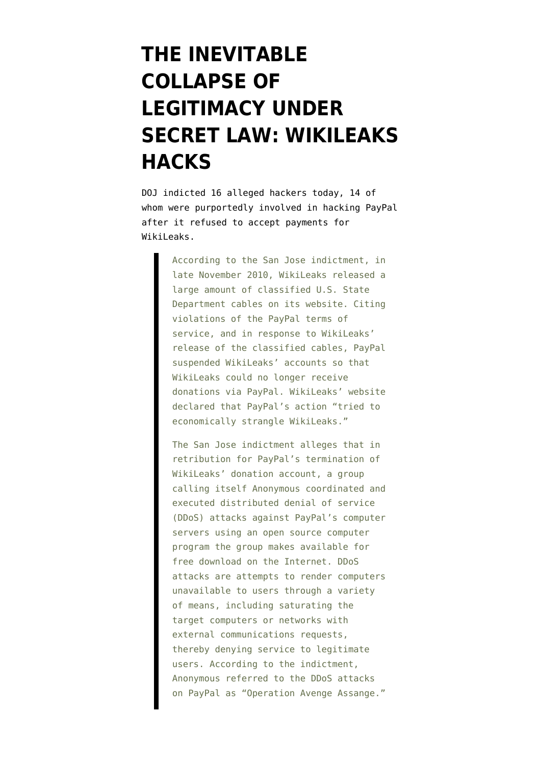# THE INEVITABLE COLLAPSE OF LEGITIMACY UNDER SECRET LAW: WIKILEAKS HACKS

DOJ indicted 16 alleged hackers today, 14 of whom were purportedly involved in hacking PayPal after it refused to accept payments for WikiLeaks.

> According to the San Jose indictment, in late November 2010, WikiLeaks released a large amount of classified U.S. State Department cables on its website. Citing violations of the PayPal terms of service, and in response to WikiLeaks' release of the classified cables, PayPal suspended WikiLeaks' accounts so that WikiLeaks could no longer receive donations via PayPal. WikiLeaks' website declared that PayPal's action "tried to economically strangle WikiLeaks."
>
> The San Jose indictment alleges that in retribution for PayPal's termination of WikiLeaks' donation account, a group calling itself Anonymous coordinated and executed distributed denial of service (DDoS) attacks against PayPal's computer servers using an open source computer program the group makes available for free download on the Internet. DDoS attacks are attempts to render computers unavailable to users through a variety of means, including saturating the target computers or networks with external communications requests, thereby denying service to legitimate users. According to the indictment, Anonymous referred to the DDoS attacks on PayPal as "Operation Avenge Assange."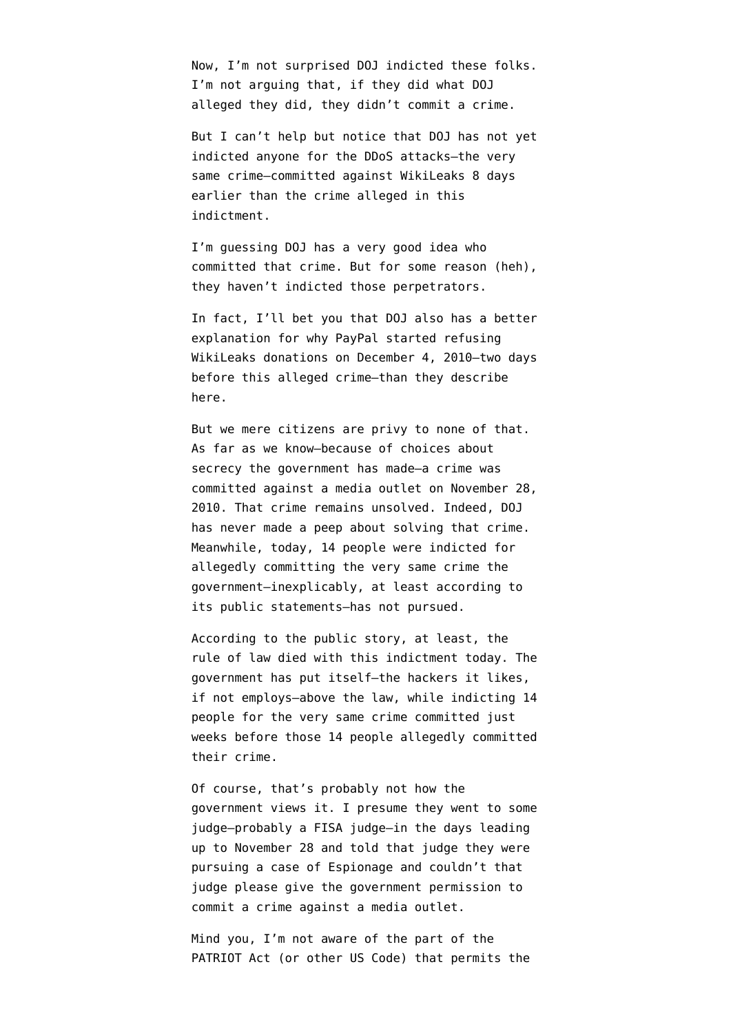Now, I'm not surprised DOJ indicted these folks. I'm not arguing that, if they did what DOJ alleged they did, they didn't commit a crime.

But I can't help but notice that DOJ has not yet indicted anyone for the DDoS attacks–the very same crime–committed against WikiLeaks 8 days earlier than the crime alleged in this indictment.

I'm guessing DOJ has a very good idea who committed that crime. But for some reason (heh), they haven't indicted those perpetrators.

In fact, I'll bet you that DOJ also has a better explanation for why PayPal started refusing WikiLeaks donations on December 4, 2010–two days before this alleged crime–than they describe here.

But we mere citizens are privy to none of that. As far as we know–because of choices about secrecy the government has made–a crime was committed against a media outlet on November 28, 2010. That crime remains unsolved. Indeed, DOJ has never made a peep about solving that crime. Meanwhile, today, 14 people were indicted for allegedly committing the very same crime the government–inexplicably, at least according to its public statements–has not pursued.

According to the public story, at least, the rule of law died with this indictment today. The government has put itself–the hackers it likes, if not employs–above the law, while indicting 14 people for the very same crime committed just weeks before those 14 people allegedly committed their crime.

Of course, that's probably not how the government views it. I presume they went to some judge–probably a FISA judge–in the days leading up to November 28 and told that judge they were pursuing a case of Espionage and couldn't that judge please give the government permission to commit a crime against a media outlet.

Mind you, I'm not aware of the part of the PATRIOT Act (or other US Code) that permits the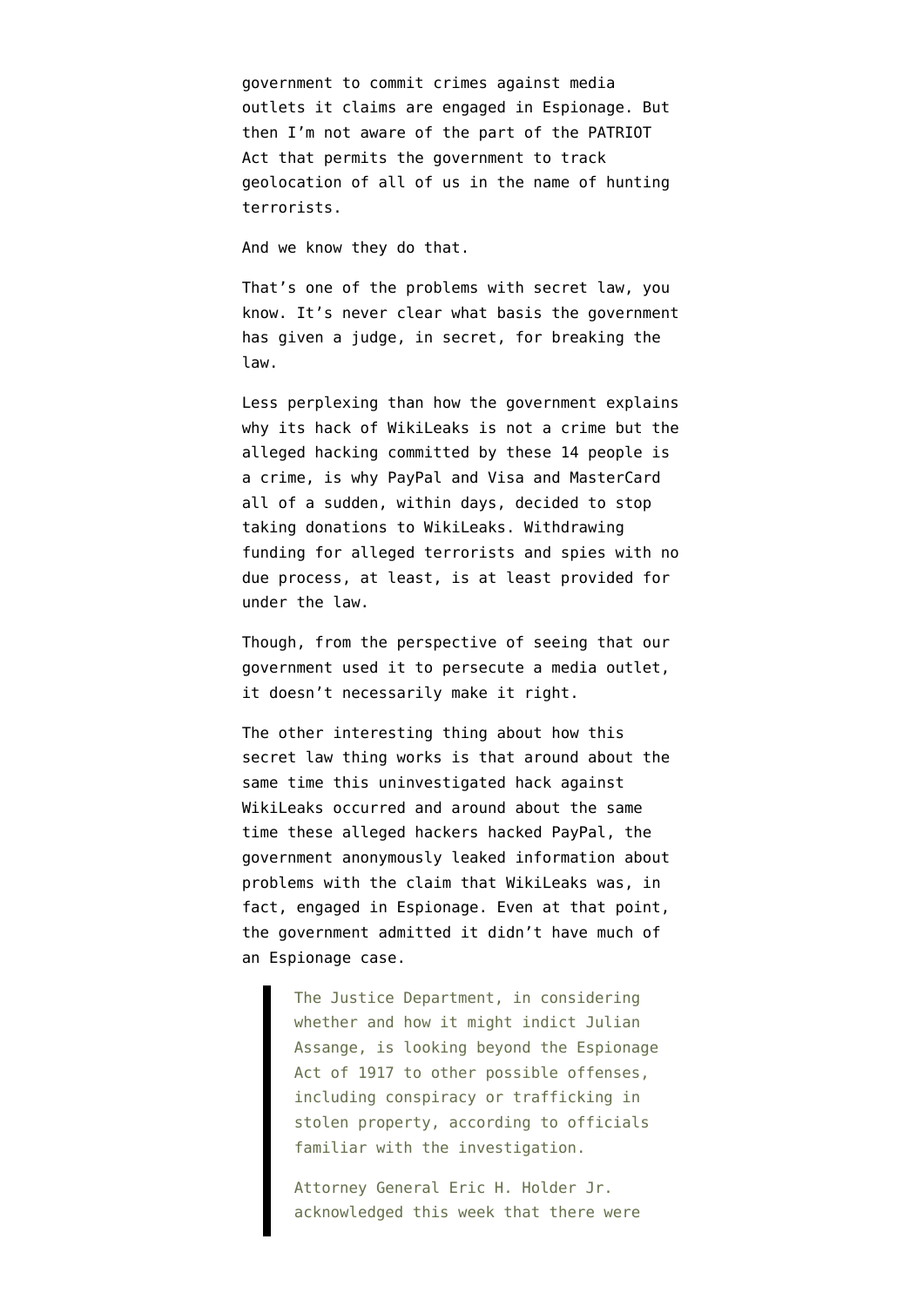government to commit crimes against media outlets it claims are engaged in Espionage. But then I'm not aware of the part of the PATRIOT Act that permits the government to track geolocation of all of us in the name of hunting terrorists.

And we know they do that.

That's one of the problems with secret law, you know. It's never clear what basis the government has given a judge, in secret, for breaking the law.

Less perplexing than how the government explains why its hack of WikiLeaks is not a crime but the alleged hacking committed by these 14 people is a crime, is why PayPal and Visa and MasterCard all of a sudden, within days, decided to stop taking donations to WikiLeaks. Withdrawing funding for alleged terrorists and spies with no due process, at least, is at least provided for under the law.

Though, from the perspective of seeing that our government used it to persecute a media outlet, it doesn't necessarily make it right.

The other interesting thing about how this secret law thing works is that around about the same time this uninvestigated hack against WikiLeaks occurred and around about the same time these alleged hackers hacked PayPal, the government anonymously leaked information about problems with the claim that WikiLeaks was, in fact, engaged in Espionage. Even at that point, the government admitted it didn't have much of an Espionage case.

> The Justice Department, in considering whether and how it might indict Julian Assange, is looking beyond the Espionage Act of 1917 to other possible offenses, including conspiracy or trafficking in stolen property, according to officials familiar with the investigation.
>
> Attorney General Eric H. Holder Jr. acknowledged this week that there were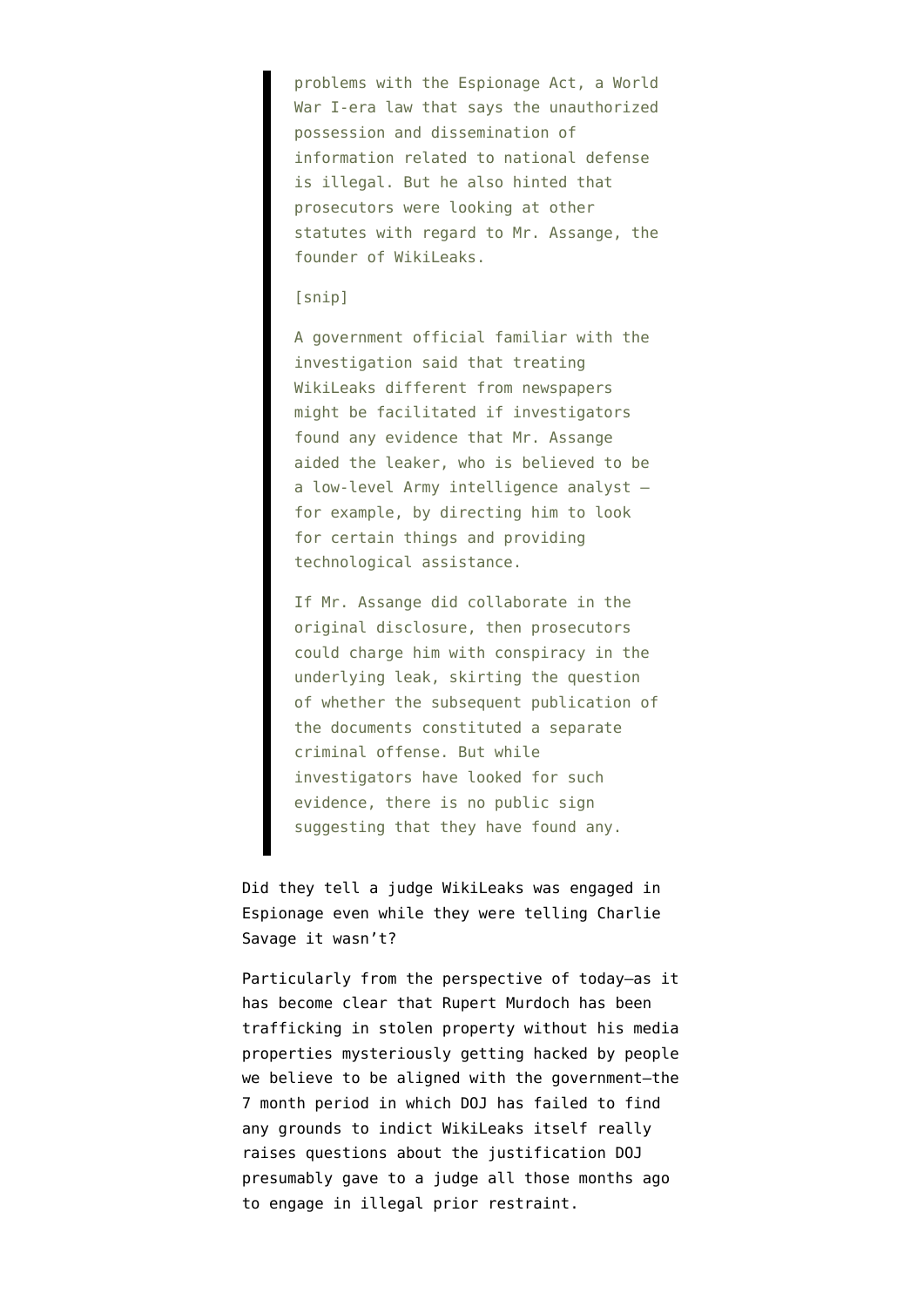> problems with the Espionage Act, a World War I-era law that says the unauthorized possession and dissemination of information related to national defense is illegal. But he also hinted that prosecutors were looking at other statutes with regard to Mr. Assange, the founder of WikiLeaks.
>
> [snip]
>
> A government official familiar with the investigation said that treating WikiLeaks different from newspapers might be facilitated if investigators found any evidence that Mr. Assange aided the leaker, who is believed to be a low-level Army intelligence analyst — for example, by directing him to look for certain things and providing technological assistance.
>
> If Mr. Assange did collaborate in the original disclosure, then prosecutors could charge him with conspiracy in the underlying leak, skirting the question of whether the subsequent publication of the documents constituted a separate criminal offense. But while investigators have looked for such evidence, there is no public sign suggesting that they have found any.

Did they tell a judge WikiLeaks was engaged in Espionage even while they were telling Charlie Savage it wasn't?

Particularly from the perspective of today—as it has become clear that Rupert Murdoch has been trafficking in stolen property without his media properties mysteriously getting hacked by people we believe to be aligned with the government—the 7 month period in which DOJ has failed to find any grounds to indict WikiLeaks itself really raises questions about the justification DOJ presumably gave to a judge all those months ago to engage in illegal prior restraint.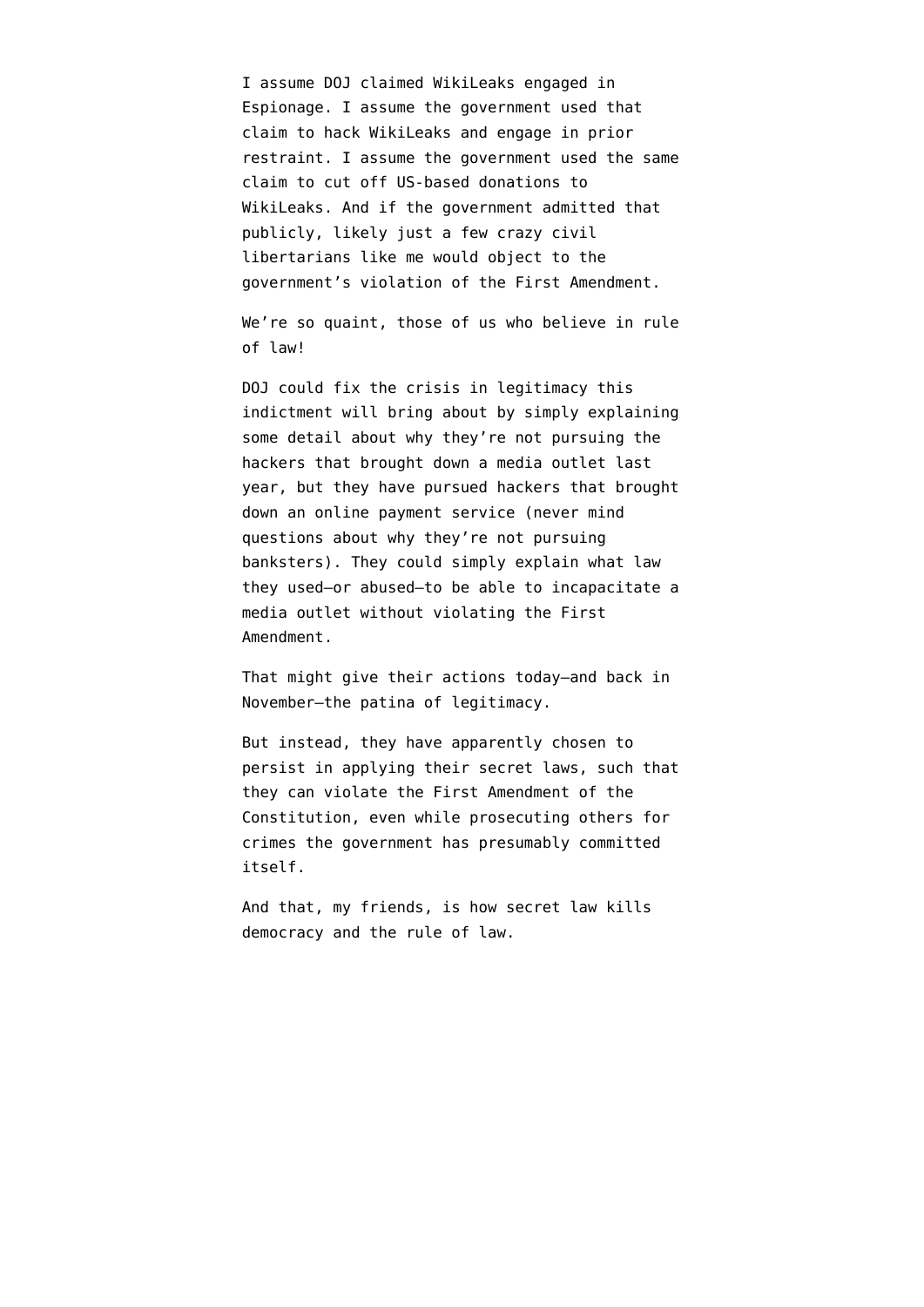I assume DOJ claimed WikiLeaks engaged in Espionage. I assume the government used that claim to hack WikiLeaks and engage in prior restraint. I assume the government used the same claim to cut off US-based donations to WikiLeaks. And if the government admitted that publicly, likely just a few crazy civil libertarians like me would object to the government's violation of the First Amendment.

We're so quaint, those of us who believe in rule of law!

DOJ could fix the crisis in legitimacy this indictment will bring about by simply explaining some detail about why they're not pursuing the hackers that brought down a media outlet last year, but they have pursued hackers that brought down an online payment service (never mind questions about why they're not pursuing banksters). They could simply explain what law they used–or abused–to be able to incapacitate a media outlet without violating the First Amendment.

That might give their actions today–and back in November–the patina of legitimacy.

But instead, they have apparently chosen to persist in applying their secret laws, such that they can violate the First Amendment of the Constitution, even while prosecuting others for crimes the government has presumably committed itself.

And that, my friends, is how secret law kills democracy and the rule of law.